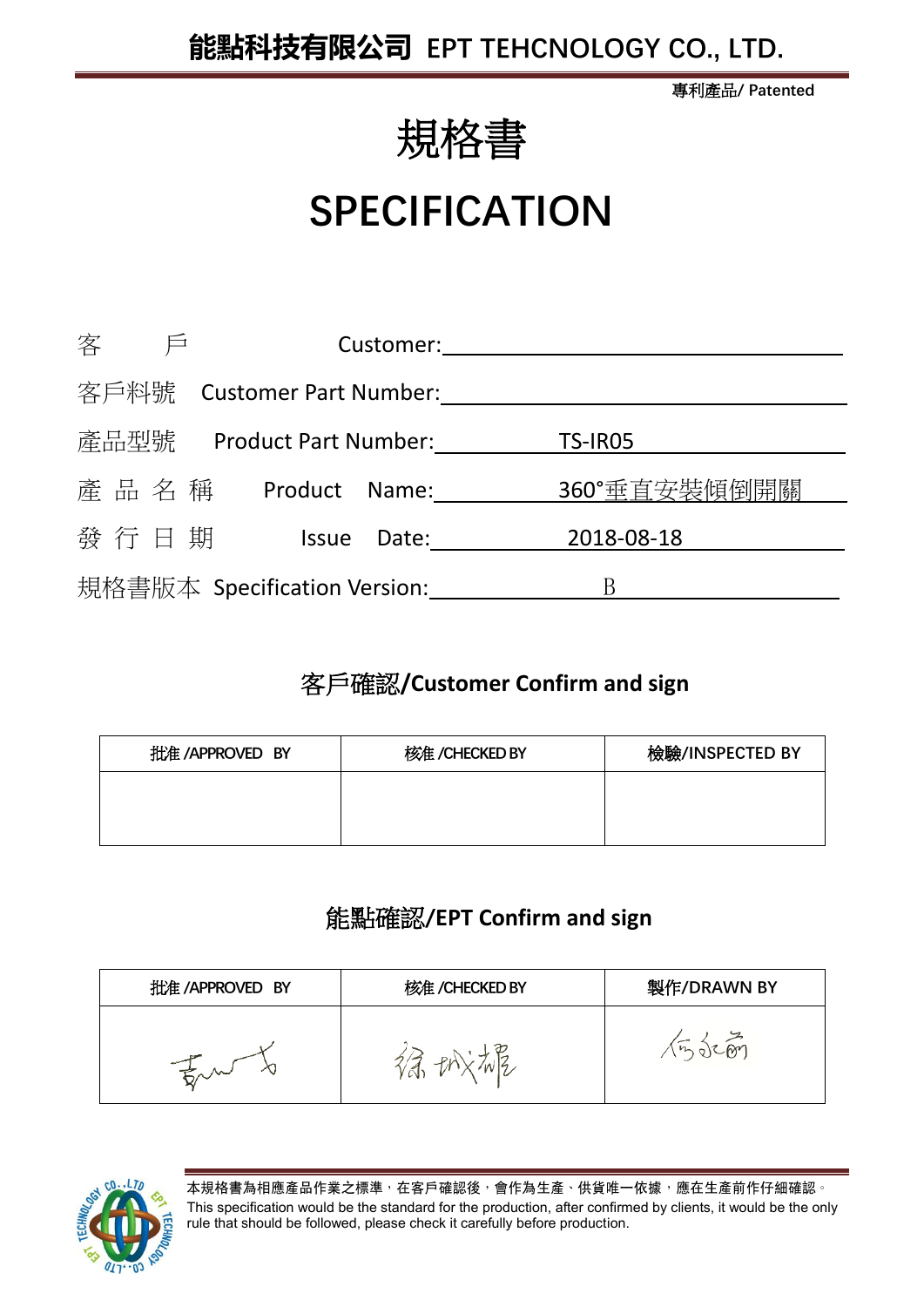# 能點科技有限公司 EPT TEHCNOLOGY CO., LTD.

專利產品/ Patented

# 規格書

# SPECIFICATION

客　　戶　　Customer: 

客戶料號　Customer Part Number: 

產品型號　Product Part Number: TS-IR05

產 品 名 稱　Product Name: 360°垂直安裝傾倒開關

發 行 日 期　Issue Date: 2018-08-18

規格書版本　Specification Version: B

## 客戶確認/Customer Confirm and sign

| 批准 /APPROVED BY | 核准 /CHECKED BY | 檢驗/INSPECTED BY |
| --- | --- | --- |
| | | |

## 能點確認/EPT Confirm and sign

| 批准 /APPROVED BY | 核准 /CHECKED BY | 製作/DRAWN BY |
| --- | --- | --- |
| (簽名) | (簽名) | (簽名) |

本規格書為相應產品作業之標準，在客戶確認後，會作為生產、供貨唯一依據，應在生產前作仔細確認。
This specification would be the standard for the production, after confirmed by clients, it would be the only rule that should be followed, please check it carefully before production.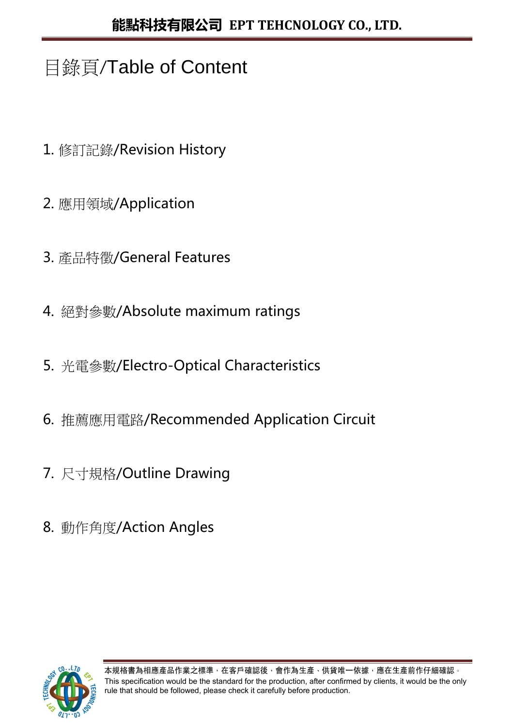# 目錄頁/Table of Content

1. 修訂記錄/Revision History
2. 應用領域/Application
3. 產品特徵/General Features
4. 絕對參數/Absolute maximum ratings
5. 光電參數/Electro-Optical Characteristics
6. 推薦應用電路/Recommended Application Circuit
7. 尺寸規格/Outline Drawing
8. 動作角度/Action Angles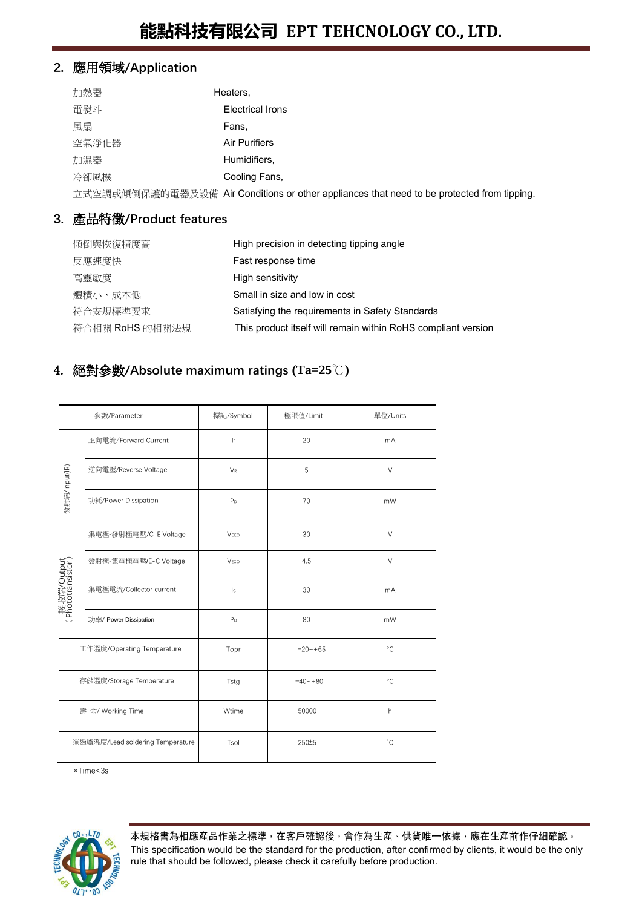## 2. 應用領域/Application

| | |
|---|---|
| 加熱器 | Heaters, |
| 電熨斗 | Electrical Irons |
| 風扇 | Fans, |
| 空氣淨化器 | Air Purifiers |
| 加濕器 | Humidifiers, |
| 冷卻風機 | Cooling Fans, |
| 立式空調或傾倒保護的電器及設備 | Air Conditions or other appliances that need to be protected from tipping. |

## 3. 產品特徵/Product features

| | |
|---|---|
| 傾倒與恢復精度高 | High precision in detecting tipping angle |
| 反應速度快 | Fast response time |
| 高靈敏度 | High sensitivity |
| 體積小、成本低 | Small in size and low in cost |
| 符合安規標準要求 | Satisfying the requirements in Safety Standards |
| 符合相關 RoHS 的相關法規 | This product itself will remain within RoHS compliant version |

## 4. 絕對參數/Absolute maximum ratings (Ta=25℃)

| 參數/Parameter | | 標記/Symbol | 極限值/Limit | 單位/Units |
|---|---|---|---|---|
| 發射端/Input(IR) | 正向電流/Forward Current | $I_F$ | 20 | mA |
| | 逆向電壓/Reverse Voltage | $V_R$ | 5 | V |
| | 功耗/Power Dissipation | $P_D$ | 70 | mW |
| 接收端/Output（Phototransistor） | 集電極-發射極電壓/C-E Voltage | $V_{CEO}$ | 30 | V |
| | 發射極-集電極電壓/E-C Voltage | $V_{ECO}$ | 4.5 | V |
| | 集電極電流/Collector current | $I_C$ | 30 | mA |
| | 功率/ Power Dissipation | $P_D$ | 80 | mW |
| 工作溫度/Operating Temperature | | Topr | −20~+65 | °C |
| 存儲溫度/Storage Temperature | | Tstg | −40~+80 | °C |
| 壽 命/ Working Time | | Wtime | 50000 | h |
| ※過爐溫度/Lead soldering Temperature | | Tsol | 250±5 | °C |

※Time<3s

本規格書為相應產品作業之標準，在客戶確認後，會作為生產、供貨唯一依據，應在生產前作仔細確認。
This specification would be the standard for the production, after confirmed by clients, it would be the only rule that should be followed, please check it carefully before production.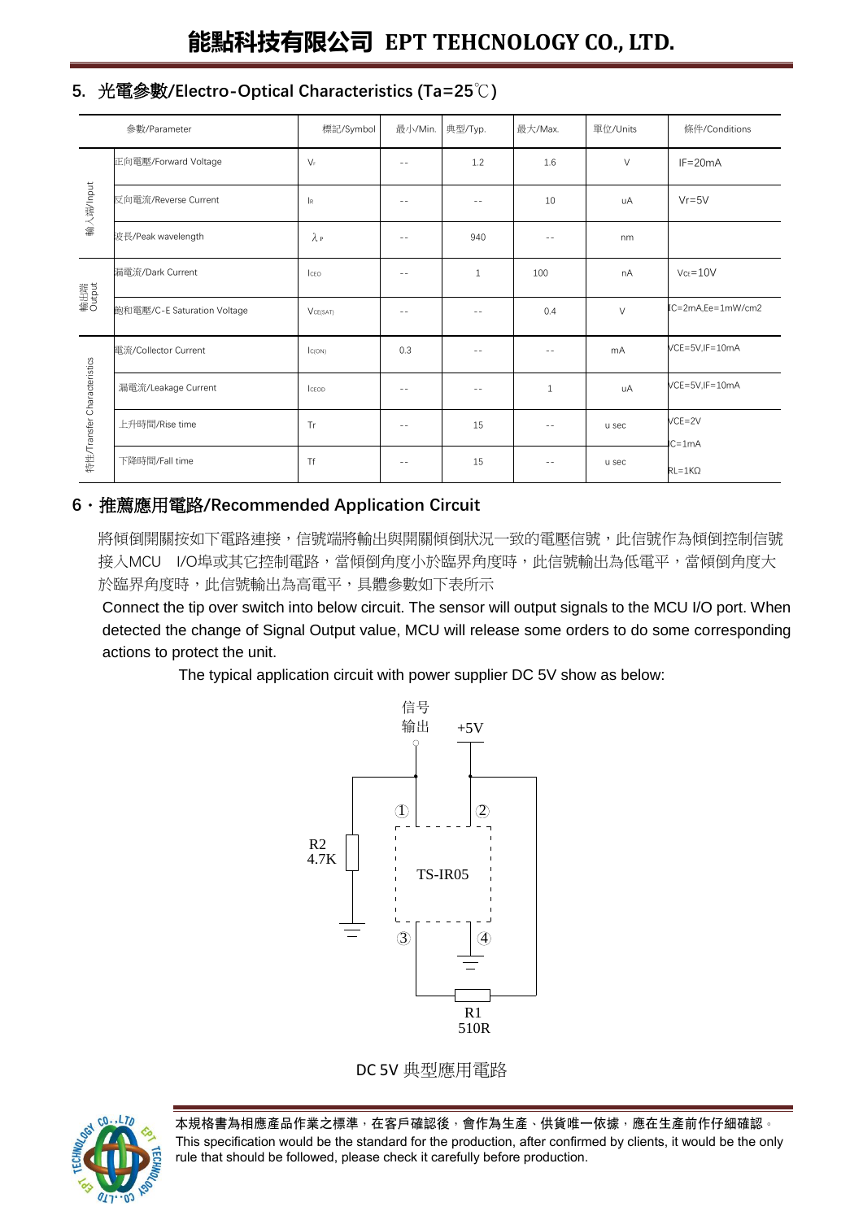## 5. 光電參數/Electro-Optical Characteristics (Ta=25℃)

| 參數/Parameter | | 標記/Symbol | 最小/Min. | 典型/Typ. | 最大/Max. | 單位/Units | 條件/Conditions |
|---|---|---|---|---|---|---|---|
| 輸入端/Input | 正向電壓/Forward Voltage | $V_F$ | -- | 1.2 | 1.6 | V | IF=20mA |
| | 反向電流/Reverse Current | $I_R$ | -- | -- | 10 | uA | Vr=5V |
| | 波長/Peak wavelength | $\lambda_P$ | -- | 940 | -- | nm | |
| 輸出端 Output | 漏電流/Dark Current | $I_{CEO}$ | -- | 1 | 100 | nA | $V_{CE}$=10V |
| | 飽和電壓/C-E Saturation Voltage | $V_{CE(SAT)}$ | -- | -- | 0.4 | V | IC=2mA,Ee=1mW/cm2 |
| 特性/Transfer Characteristics | 電流/Collector Current | $I_{C(ON)}$ | 0.3 | -- | -- | mA | VCE=5V,IF=10mA |
| | 漏電流/Leakage Current | $I_{CEOD}$ | -- | -- | 1 | uA | VCE=5V,IF=10mA |
| | 上升時間/Rise time | Tr | -- | 15 | -- | u sec | VCE=2V IC=1mA RL=1KΩ |
| | 下降時間/Fall time | Tf | -- | 15 | -- | u sec | |

## 6・推薦應用電路/Recommended Application Circuit

將傾倒開關按如下電路連接，信號端將輸出與開關傾倒狀況一致的電壓信號，此信號作為傾倒控制信號接入MCU I/O埠或其它控制電路，當傾倒角度小於臨界角度時，此信號輸出為低電平，當傾倒角度大於臨界角度時，此信號輸出為高電平，具體參數如下表所示

Connect the tip over switch into below circuit. The sensor will output signals to the MCU I/O port. When detected the change of Signal Output value, MCU will release some orders to do some corresponding actions to protect the unit.

The typical application circuit with power supplier DC 5V show as below:

信号
输出
+5V
①
②
R2
4.7K
TS-IR05
③
④
R1
510R

DC 5V 典型應用電路

本規格書為相應產品作業之標準，在客戶確認後，會作為生產、供貨唯一依據，應在生產前作仔細確認。
This specification would be the standard for the production, after confirmed by clients, it would be the only rule that should be followed, please check it carefully before production.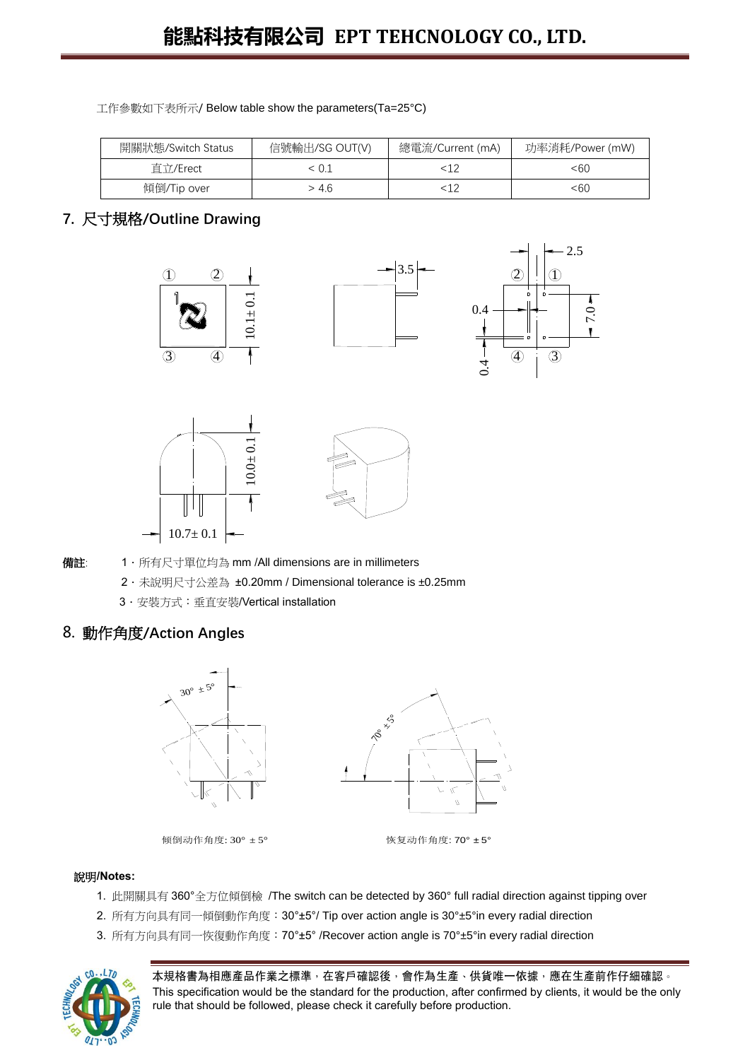工作參數如下表所示/ Below table show the parameters(Ta=25°C)

| 開關狀態/Switch Status | 信號輸出/SG OUT(V) | 總電流/Current (mA) | 功率消耗/Power (mW) |
|---|---|---|---|
| 直立/Erect | < 0.1 | <12 | <60 |
| 傾倒/Tip over | > 4.6 | <12 | <60 |

## 7. 尺寸規格/Outline Drawing

① ② ③ ④
10.1± 0.1
3.5
2.5
0.4
7.0
0.4
10.0± 0.1
10.7± 0.1

**備註**:

1．所有尺寸單位均為 mm /All dimensions are in millimeters

2．未說明尺寸公差為 ±0.20mm / Dimensional tolerance is ±0.25mm

3．安裝方式：垂直安裝/Vertical installation

## 8. 動作角度/Action Angles

30° ± 5°
70° ± 5°

傾倒动作角度: 30° ± 5°

恢复动作角度: 70° ± 5°

**說明/Notes:**

1. 此開關具有 360°全方位傾倒檢 /The switch can be detected by 360° full radial direction against tipping over
2. 所有方向具有同一傾倒動作角度：30°±5°/ Tip over action angle is 30°±5°in every radial direction
3. 所有方向具有同一恢復動作角度：70°±5° /Recover action angle is 70°±5°in every radial direction

**本規格書為相應產品作業之標準，在客戶確認後，會作為生產、供貨唯一依據，應在生產前作仔細確認。**
This specification would be the standard for the production, after confirmed by clients, it would be the only rule that should be followed, please check it carefully before production.